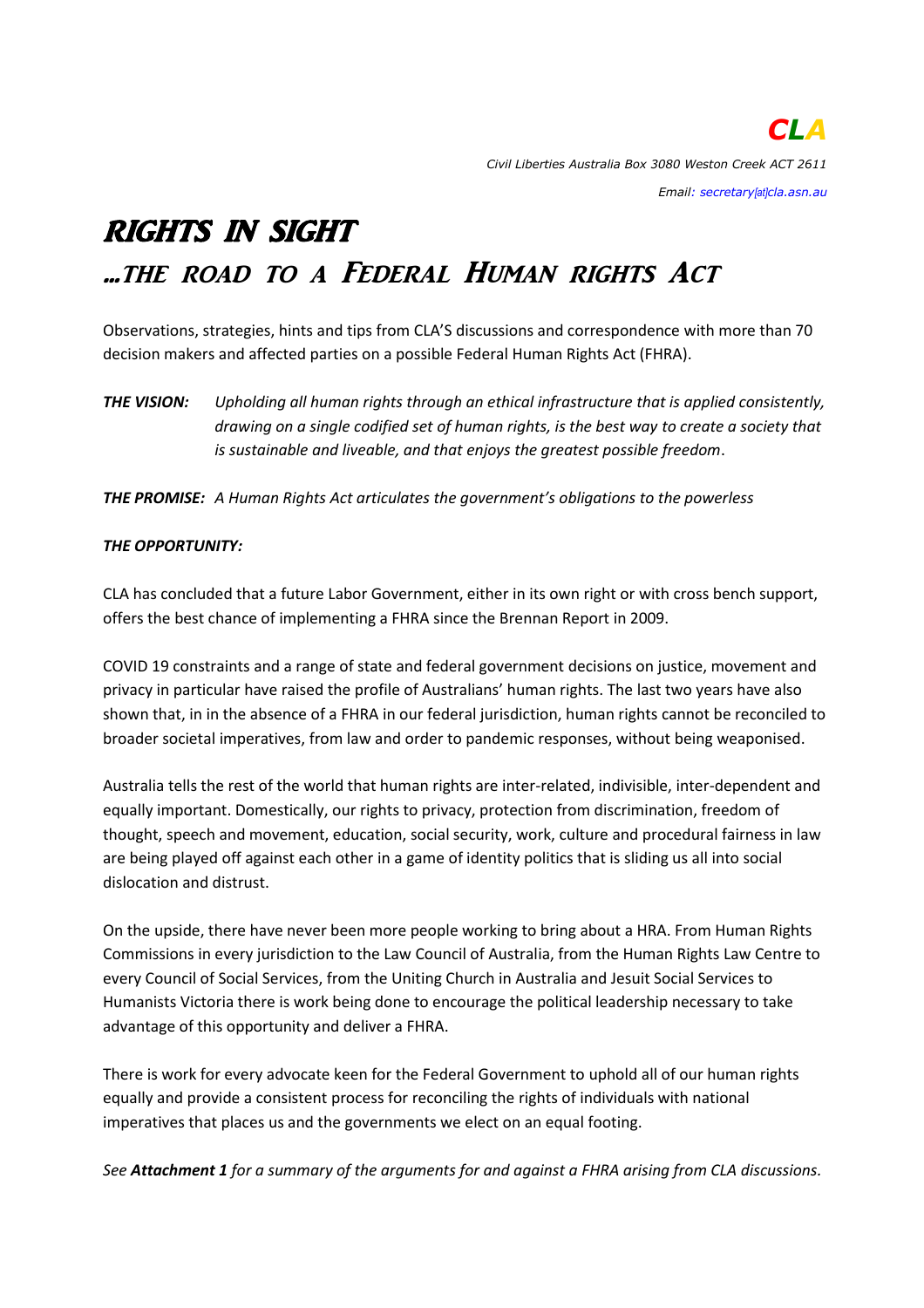**CLA**

*Civil Liberties Australia Box 3080 Weston Creek ACT 2611*

*Email: secretary[at]cla.asn.au*

# RIGHTS IN SIGHT

## ...THE ROAD TO A FEDERAL HUMAN RIGHTS ACT

Observations, strategies, hints and tips from CLA'S discussions and correspondence with more than 70 decision makers and affected parties on a possible Federal Human Rights Act (FHRA).

***THE VISION:*** *Upholding all human rights through an ethical infrastructure that is applied consistently, drawing on a single codified set of human rights, is the best way to create a society that is sustainable and liveable, and that enjoys the greatest possible freedom*.

***THE PROMISE:*** *A Human Rights Act articulates the government's obligations to the powerless*

***THE OPPORTUNITY:***

CLA has concluded that a future Labor Government, either in its own right or with cross bench support, offers the best chance of implementing a FHRA since the Brennan Report in 2009.

COVID 19 constraints and a range of state and federal government decisions on justice, movement and privacy in particular have raised the profile of Australians' human rights. The last two years have also shown that, in in the absence of a FHRA in our federal jurisdiction, human rights cannot be reconciled to broader societal imperatives, from law and order to pandemic responses, without being weaponised.

Australia tells the rest of the world that human rights are inter-related, indivisible, inter-dependent and equally important. Domestically, our rights to privacy, protection from discrimination, freedom of thought, speech and movement, education, social security, work, culture and procedural fairness in law are being played off against each other in a game of identity politics that is sliding us all into social dislocation and distrust.

On the upside, there have never been more people working to bring about a HRA. From Human Rights Commissions in every jurisdiction to the Law Council of Australia, from the Human Rights Law Centre to every Council of Social Services, from the Uniting Church in Australia and Jesuit Social Services to Humanists Victoria there is work being done to encourage the political leadership necessary to take advantage of this opportunity and deliver a FHRA.

There is work for every advocate keen for the Federal Government to uphold all of our human rights equally and provide a consistent process for reconciling the rights of individuals with national imperatives that places us and the governments we elect on an equal footing.

*See **Attachment 1** for a summary of the arguments for and against a FHRA arising from CLA discussions.*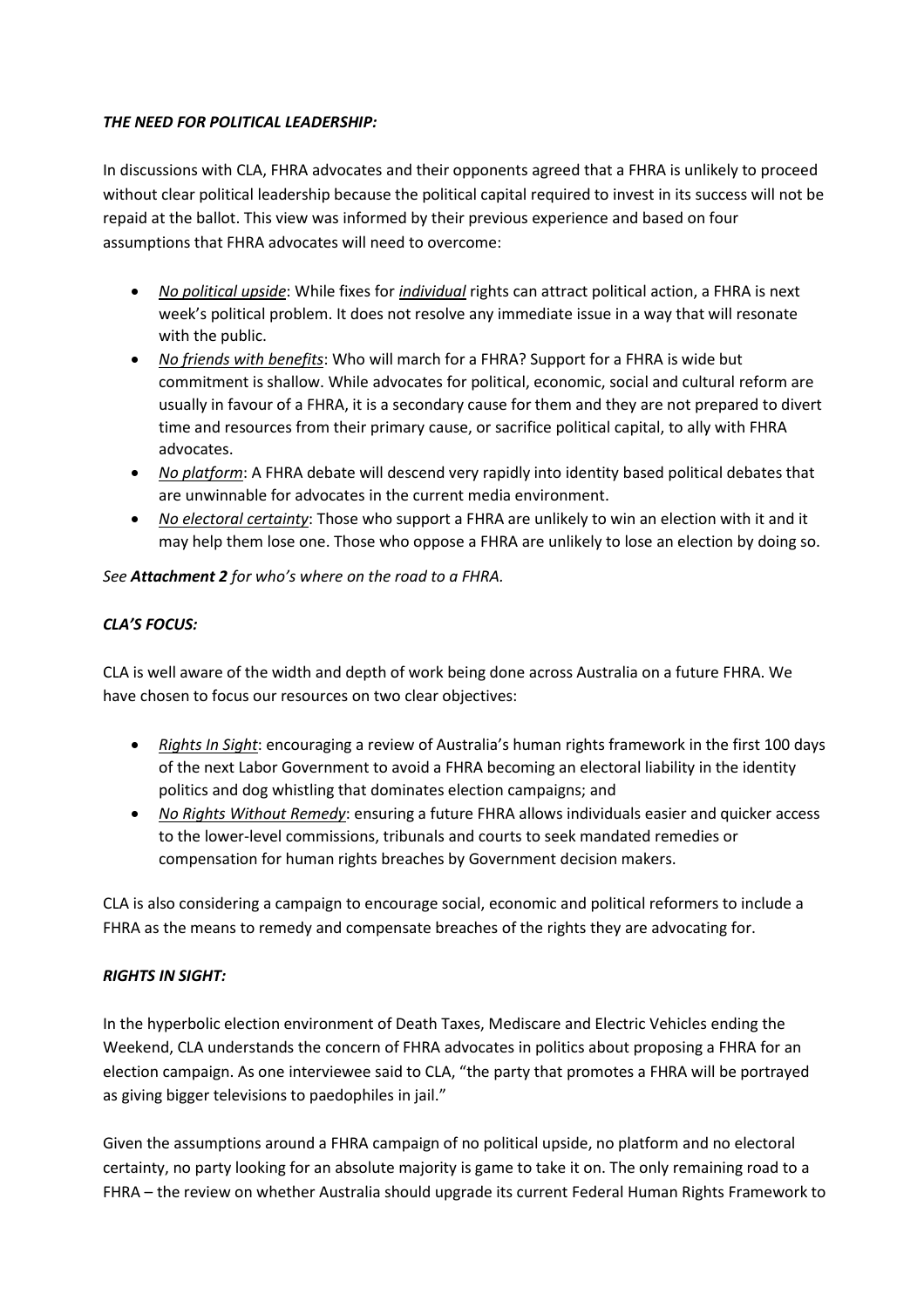***THE NEED FOR POLITICAL LEADERSHIP:***

In discussions with CLA, FHRA advocates and their opponents agreed that a FHRA is unlikely to proceed without clear political leadership because the political capital required to invest in its success will not be repaid at the ballot. This view was informed by their previous experience and based on four assumptions that FHRA advocates will need to overcome:

- *No political upside*: While fixes for *individual* rights can attract political action, a FHRA is next week's political problem. It does not resolve any immediate issue in a way that will resonate with the public.
- *No friends with benefits*: Who will march for a FHRA? Support for a FHRA is wide but commitment is shallow. While advocates for political, economic, social and cultural reform are usually in favour of a FHRA, it is a secondary cause for them and they are not prepared to divert time and resources from their primary cause, or sacrifice political capital, to ally with FHRA advocates.
- *No platform*: A FHRA debate will descend very rapidly into identity based political debates that are unwinnable for advocates in the current media environment.
- *No electoral certainty*: Those who support a FHRA are unlikely to win an election with it and it may help them lose one. Those who oppose a FHRA are unlikely to lose an election by doing so.

*See **Attachment 2** for who's where on the road to a FHRA.*

***CLA'S FOCUS:***

CLA is well aware of the width and depth of work being done across Australia on a future FHRA. We have chosen to focus our resources on two clear objectives:

- *Rights In Sight*: encouraging a review of Australia's human rights framework in the first 100 days of the next Labor Government to avoid a FHRA becoming an electoral liability in the identity politics and dog whistling that dominates election campaigns; and
- *No Rights Without Remedy*: ensuring a future FHRA allows individuals easier and quicker access to the lower-level commissions, tribunals and courts to seek mandated remedies or compensation for human rights breaches by Government decision makers.

CLA is also considering a campaign to encourage social, economic and political reformers to include a FHRA as the means to remedy and compensate breaches of the rights they are advocating for.

***RIGHTS IN SIGHT:***

In the hyperbolic election environment of Death Taxes, Mediscare and Electric Vehicles ending the Weekend, CLA understands the concern of FHRA advocates in politics about proposing a FHRA for an election campaign. As one interviewee said to CLA, "the party that promotes a FHRA will be portrayed as giving bigger televisions to paedophiles in jail."

Given the assumptions around a FHRA campaign of no political upside, no platform and no electoral certainty, no party looking for an absolute majority is game to take it on. The only remaining road to a FHRA – the review on whether Australia should upgrade its current Federal Human Rights Framework to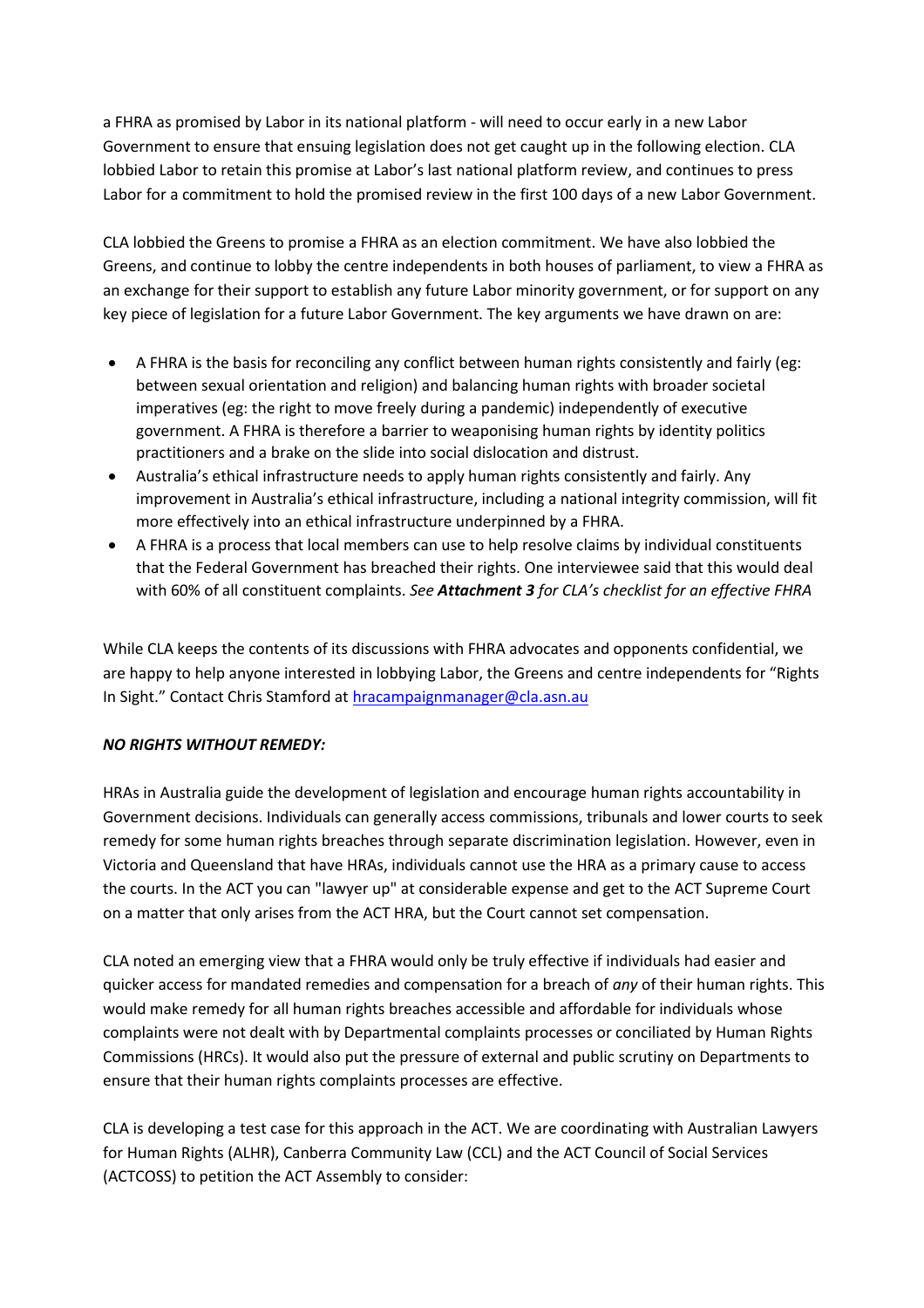a FHRA as promised by Labor in its national platform - will need to occur early in a new Labor Government to ensure that ensuing legislation does not get caught up in the following election. CLA lobbied Labor to retain this promise at Labor's last national platform review, and continues to press Labor for a commitment to hold the promised review in the first 100 days of a new Labor Government.

CLA lobbied the Greens to promise a FHRA as an election commitment. We have also lobbied the Greens, and continue to lobby the centre independents in both houses of parliament, to view a FHRA as an exchange for their support to establish any future Labor minority government, or for support on any key piece of legislation for a future Labor Government. The key arguments we have drawn on are:

- A FHRA is the basis for reconciling any conflict between human rights consistently and fairly (eg: between sexual orientation and religion) and balancing human rights with broader societal imperatives (eg: the right to move freely during a pandemic) independently of executive government. A FHRA is therefore a barrier to weaponising human rights by identity politics practitioners and a brake on the slide into social dislocation and distrust.
- Australia's ethical infrastructure needs to apply human rights consistently and fairly. Any improvement in Australia's ethical infrastructure, including a national integrity commission, will fit more effectively into an ethical infrastructure underpinned by a FHRA.
- A FHRA is a process that local members can use to help resolve claims by individual constituents that the Federal Government has breached their rights. One interviewee said that this would deal with 60% of all constituent complaints. *See **Attachment 3** for CLA's checklist for an effective FHRA*

While CLA keeps the contents of its discussions with FHRA advocates and opponents confidential, we are happy to help anyone interested in lobbying Labor, the Greens and centre independents for "Rights In Sight." Contact Chris Stamford at [hracampaignmanager@cla.asn.au](mailto:hracampaignmanager@cla.asn.au)

***NO RIGHTS WITHOUT REMEDY:***

HRAs in Australia guide the development of legislation and encourage human rights accountability in Government decisions. Individuals can generally access commissions, tribunals and lower courts to seek remedy for some human rights breaches through separate discrimination legislation. However, even in Victoria and Queensland that have HRAs, individuals cannot use the HRA as a primary cause to access the courts. In the ACT you can "lawyer up" at considerable expense and get to the ACT Supreme Court on a matter that only arises from the ACT HRA, but the Court cannot set compensation.

CLA noted an emerging view that a FHRA would only be truly effective if individuals had easier and quicker access for mandated remedies and compensation for a breach of *any* of their human rights. This would make remedy for all human rights breaches accessible and affordable for individuals whose complaints were not dealt with by Departmental complaints processes or conciliated by Human Rights Commissions (HRCs). It would also put the pressure of external and public scrutiny on Departments to ensure that their human rights complaints processes are effective.

CLA is developing a test case for this approach in the ACT. We are coordinating with Australian Lawyers for Human Rights (ALHR), Canberra Community Law (CCL) and the ACT Council of Social Services (ACTCOSS) to petition the ACT Assembly to consider: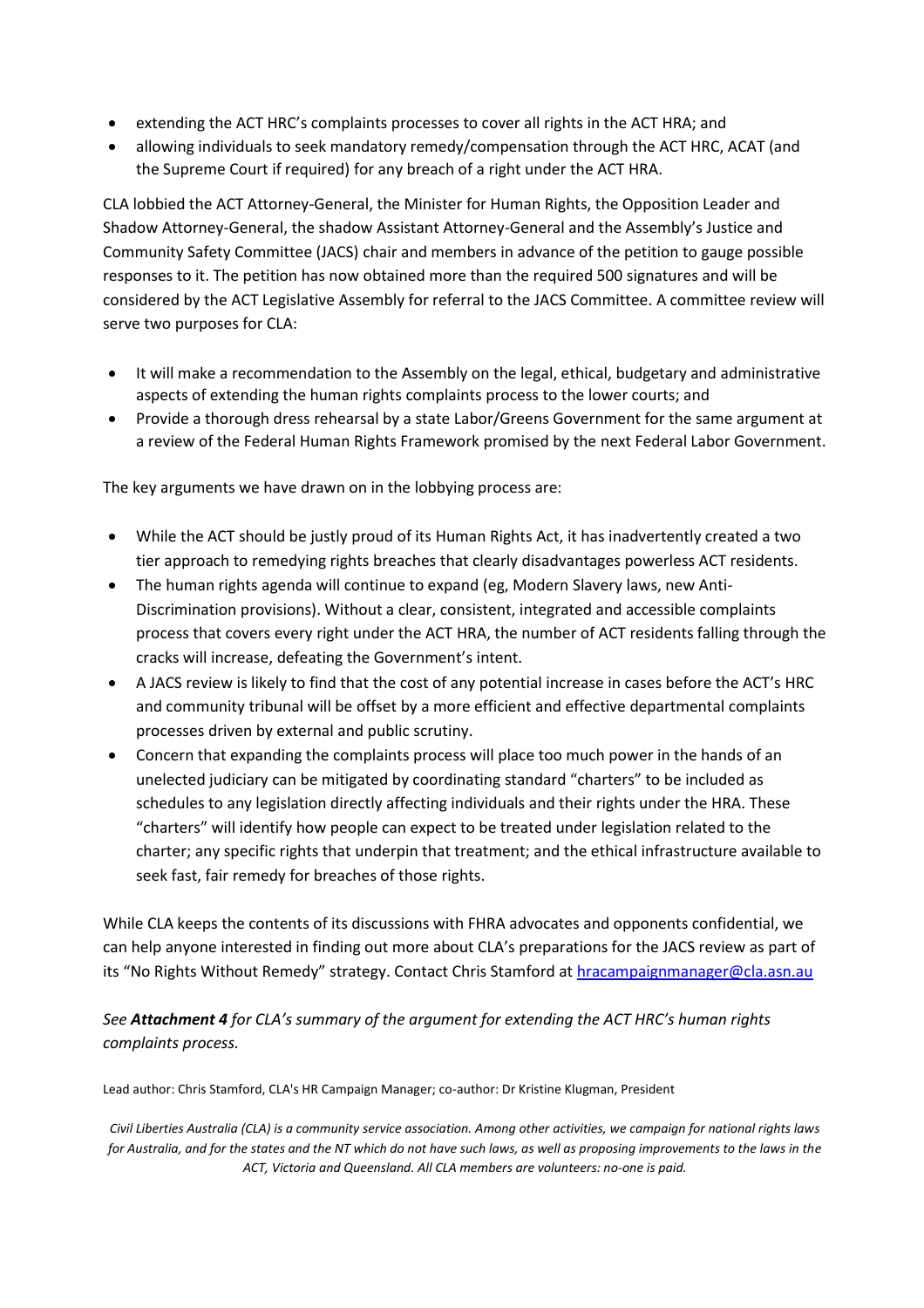- extending the ACT HRC's complaints processes to cover all rights in the ACT HRA; and
- allowing individuals to seek mandatory remedy/compensation through the ACT HRC, ACAT (and the Supreme Court if required) for any breach of a right under the ACT HRA.

CLA lobbied the ACT Attorney-General, the Minister for Human Rights, the Opposition Leader and Shadow Attorney-General, the shadow Assistant Attorney-General and the Assembly's Justice and Community Safety Committee (JACS) chair and members in advance of the petition to gauge possible responses to it. The petition has now obtained more than the required 500 signatures and will be considered by the ACT Legislative Assembly for referral to the JACS Committee. A committee review will serve two purposes for CLA:

- It will make a recommendation to the Assembly on the legal, ethical, budgetary and administrative aspects of extending the human rights complaints process to the lower courts; and
- Provide a thorough dress rehearsal by a state Labor/Greens Government for the same argument at a review of the Federal Human Rights Framework promised by the next Federal Labor Government.

The key arguments we have drawn on in the lobbying process are:

- While the ACT should be justly proud of its Human Rights Act, it has inadvertently created a two tier approach to remedying rights breaches that clearly disadvantages powerless ACT residents.
- The human rights agenda will continue to expand (eg, Modern Slavery laws, new Anti-Discrimination provisions). Without a clear, consistent, integrated and accessible complaints process that covers every right under the ACT HRA, the number of ACT residents falling through the cracks will increase, defeating the Government's intent.
- A JACS review is likely to find that the cost of any potential increase in cases before the ACT's HRC and community tribunal will be offset by a more efficient and effective departmental complaints processes driven by external and public scrutiny.
- Concern that expanding the complaints process will place too much power in the hands of an unelected judiciary can be mitigated by coordinating standard "charters" to be included as schedules to any legislation directly affecting individuals and their rights under the HRA. These "charters" will identify how people can expect to be treated under legislation related to the charter; any specific rights that underpin that treatment; and the ethical infrastructure available to seek fast, fair remedy for breaches of those rights.

While CLA keeps the contents of its discussions with FHRA advocates and opponents confidential, we can help anyone interested in finding out more about CLA's preparations for the JACS review as part of its "No Rights Without Remedy" strategy. Contact Chris Stamford at hracampaignmanager@cla.asn.au

*See **Attachment 4** for CLA's summary of the argument for extending the ACT HRC's human rights complaints process.*

Lead author: Chris Stamford, CLA's HR Campaign Manager; co-author: Dr Kristine Klugman, President

*Civil Liberties Australia (CLA) is a community service association. Among other activities, we campaign for national rights laws for Australia, and for the states and the NT which do not have such laws, as well as proposing improvements to the laws in the ACT, Victoria and Queensland. All CLA members are volunteers: no-one is paid.*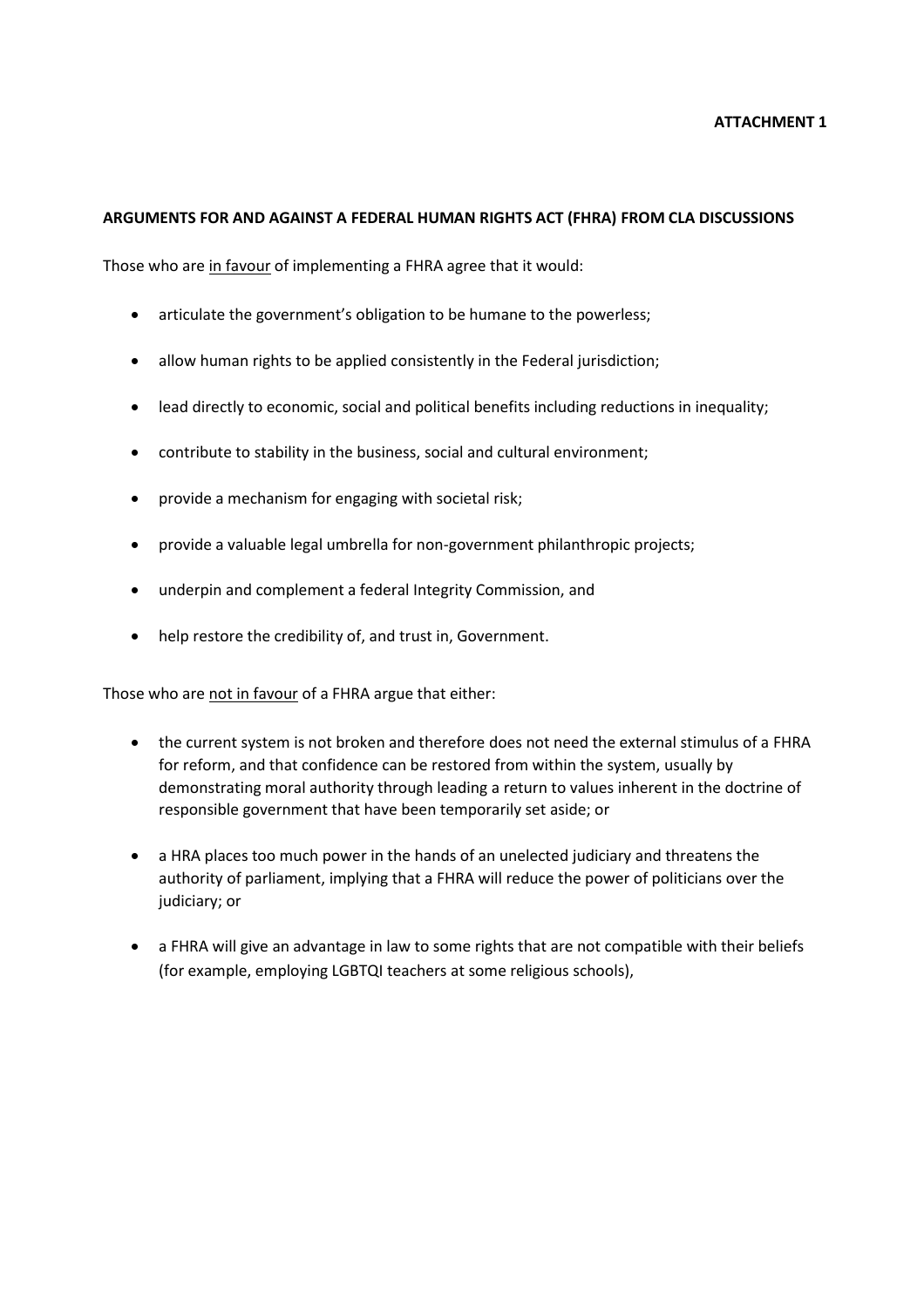**ATTACHMENT 1**

**ARGUMENTS FOR AND AGAINST A FEDERAL HUMAN RIGHTS ACT (FHRA) FROM CLA DISCUSSIONS**

Those who are <u>in favour</u> of implementing a FHRA agree that it would:

- articulate the government's obligation to be humane to the powerless;
- allow human rights to be applied consistently in the Federal jurisdiction;
- lead directly to economic, social and political benefits including reductions in inequality;
- contribute to stability in the business, social and cultural environment;
- provide a mechanism for engaging with societal risk;
- provide a valuable legal umbrella for non-government philanthropic projects;
- underpin and complement a federal Integrity Commission, and
- help restore the credibility of, and trust in, Government.

Those who are <u>not in favour</u> of a FHRA argue that either:

- the current system is not broken and therefore does not need the external stimulus of a FHRA for reform, and that confidence can be restored from within the system, usually by demonstrating moral authority through leading a return to values inherent in the doctrine of responsible government that have been temporarily set aside; or
- a HRA places too much power in the hands of an unelected judiciary and threatens the authority of parliament, implying that a FHRA will reduce the power of politicians over the judiciary; or
- a FHRA will give an advantage in law to some rights that are not compatible with their beliefs (for example, employing LGBTQI teachers at some religious schools),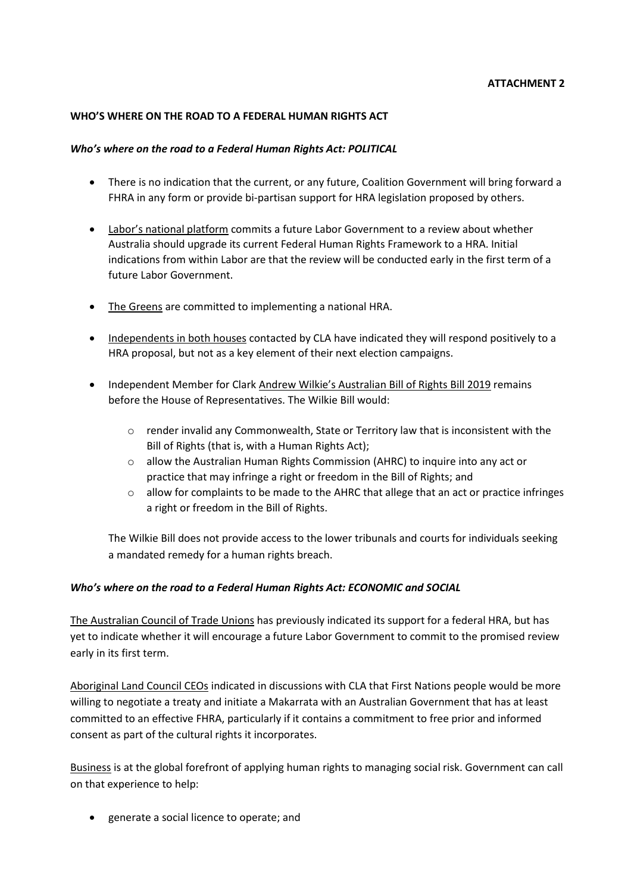**ATTACHMENT 2**

**WHO'S WHERE ON THE ROAD TO A FEDERAL HUMAN RIGHTS ACT**

***Who's where on the road to a Federal Human Rights Act: POLITICAL***

- There is no indication that the current, or any future, Coalition Government will bring forward a FHRA in any form or provide bi-partisan support for HRA legislation proposed by others.
- Labor's national platform commits a future Labor Government to a review about whether Australia should upgrade its current Federal Human Rights Framework to a HRA. Initial indications from within Labor are that the review will be conducted early in the first term of a future Labor Government.
- The Greens are committed to implementing a national HRA.
- Independents in both houses contacted by CLA have indicated they will respond positively to a HRA proposal, but not as a key element of their next election campaigns.
- Independent Member for Clark Andrew Wilkie's Australian Bill of Rights Bill 2019 remains before the House of Representatives. The Wilkie Bill would:
  - render invalid any Commonwealth, State or Territory law that is inconsistent with the Bill of Rights (that is, with a Human Rights Act);
  - allow the Australian Human Rights Commission (AHRC) to inquire into any act or practice that may infringe a right or freedom in the Bill of Rights; and
  - allow for complaints to be made to the AHRC that allege that an act or practice infringes a right or freedom in the Bill of Rights.

  The Wilkie Bill does not provide access to the lower tribunals and courts for individuals seeking a mandated remedy for a human rights breach.

***Who's where on the road to a Federal Human Rights Act: ECONOMIC and SOCIAL***

The Australian Council of Trade Unions has previously indicated its support for a federal HRA, but has yet to indicate whether it will encourage a future Labor Government to commit to the promised review early in its first term.

Aboriginal Land Council CEOs indicated in discussions with CLA that First Nations people would be more willing to negotiate a treaty and initiate a Makarrata with an Australian Government that has at least committed to an effective FHRA, particularly if it contains a commitment to free prior and informed consent as part of the cultural rights it incorporates.

Business is at the global forefront of applying human rights to managing social risk. Government can call on that experience to help:

- generate a social licence to operate; and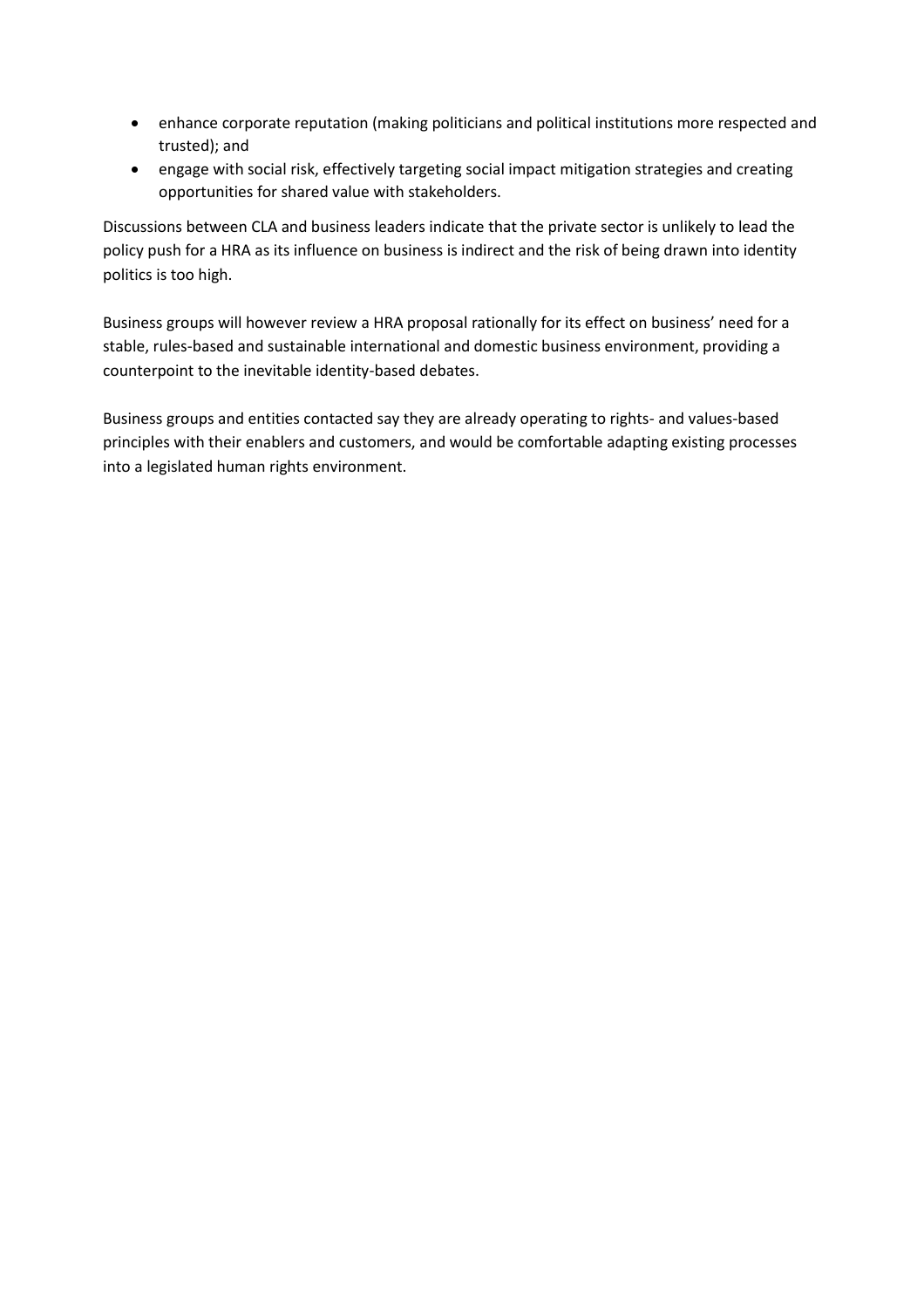- enhance corporate reputation (making politicians and political institutions more respected and trusted); and
- engage with social risk, effectively targeting social impact mitigation strategies and creating opportunities for shared value with stakeholders.

Discussions between CLA and business leaders indicate that the private sector is unlikely to lead the policy push for a HRA as its influence on business is indirect and the risk of being drawn into identity politics is too high.

Business groups will however review a HRA proposal rationally for its effect on business' need for a stable, rules-based and sustainable international and domestic business environment, providing a counterpoint to the inevitable identity-based debates.

Business groups and entities contacted say they are already operating to rights- and values-based principles with their enablers and customers, and would be comfortable adapting existing processes into a legislated human rights environment.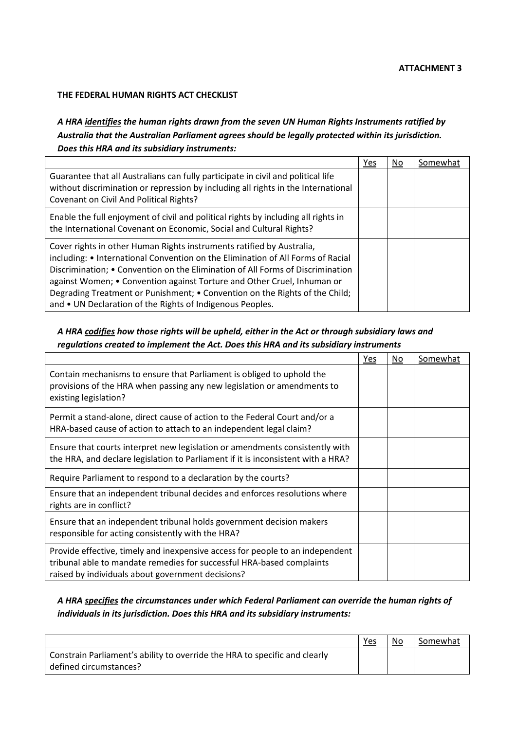**ATTACHMENT 3**

**THE FEDERAL HUMAN RIGHTS ACT CHECKLIST**

***A HRA identifies the human rights drawn from the seven UN Human Rights Instruments ratified by Australia that the Australian Parliament agrees should be legally protected within its jurisdiction. Does this HRA and its subsidiary instruments:***

| | Yes | No | Somewhat |
|---|---|---|---|
| Guarantee that all Australians can fully participate in civil and political life without discrimination or repression by including all rights in the International Covenant on Civil And Political Rights? | | | |
| Enable the full enjoyment of civil and political rights by including all rights in the International Covenant on Economic, Social and Cultural Rights? | | | |
| Cover rights in other Human Rights instruments ratified by Australia, including: • International Convention on the Elimination of All Forms of Racial Discrimination; • Convention on the Elimination of All Forms of Discrimination against Women; • Convention against Torture and Other Cruel, Inhuman or Degrading Treatment or Punishment; • Convention on the Rights of the Child; and • UN Declaration of the Rights of Indigenous Peoples. | | | |

***A HRA codifies how those rights will be upheld, either in the Act or through subsidiary laws and regulations created to implement the Act. Does this HRA and its subsidiary instruments***

| | Yes | No | Somewhat |
|---|---|---|---|
| Contain mechanisms to ensure that Parliament is obliged to uphold the provisions of the HRA when passing any new legislation or amendments to existing legislation? | | | |
| Permit a stand-alone, direct cause of action to the Federal Court and/or a HRA-based cause of action to attach to an independent legal claim? | | | |
| Ensure that courts interpret new legislation or amendments consistently with the HRA, and declare legislation to Parliament if it is inconsistent with a HRA? | | | |
| Require Parliament to respond to a declaration by the courts? | | | |
| Ensure that an independent tribunal decides and enforces resolutions where rights are in conflict? | | | |
| Ensure that an independent tribunal holds government decision makers responsible for acting consistently with the HRA? | | | |
| Provide effective, timely and inexpensive access for people to an independent tribunal able to mandate remedies for successful HRA-based complaints raised by individuals about government decisions? | | | |

***A HRA specifies the circumstances under which Federal Parliament can override the human rights of individuals in its jurisdiction. Does this HRA and its subsidiary instruments:***

| | Yes | No | Somewhat |
|---|---|---|---|
| Constrain Parliament's ability to override the HRA to specific and clearly defined circumstances? | | | |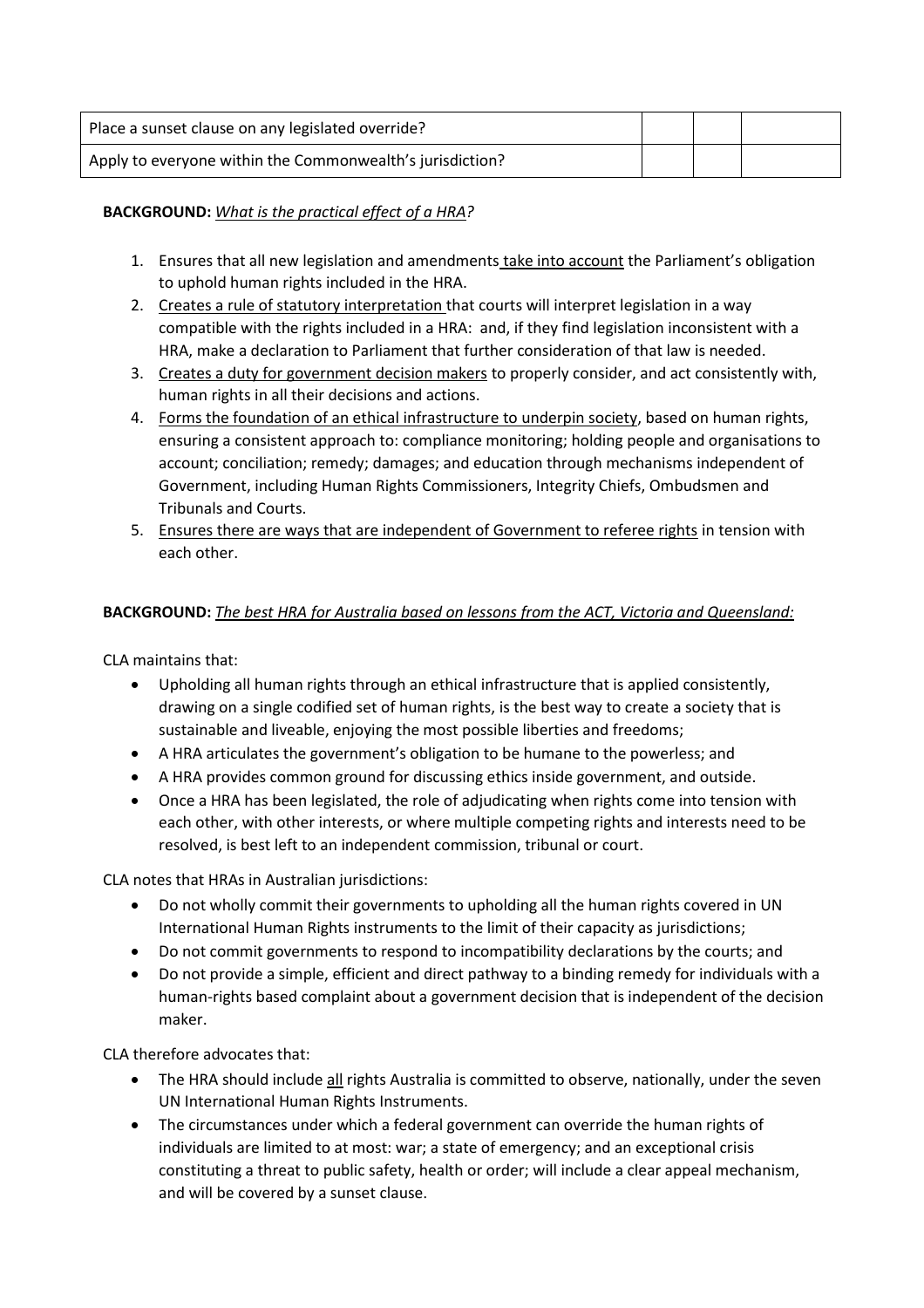| | | | |
|---|---|---|---|
| Place a sunset clause on any legislated override? | | | |
| Apply to everyone within the Commonwealth's jurisdiction? | | | |

**BACKGROUND:** *What is the practical effect of a HRA?*

1. Ensures that all new legislation and amendments take into account the Parliament's obligation to uphold human rights included in the HRA.
2. Creates a rule of statutory interpretation that courts will interpret legislation in a way compatible with the rights included in a HRA: and, if they find legislation inconsistent with a HRA, make a declaration to Parliament that further consideration of that law is needed.
3. Creates a duty for government decision makers to properly consider, and act consistently with, human rights in all their decisions and actions.
4. Forms the foundation of an ethical infrastructure to underpin society, based on human rights, ensuring a consistent approach to: compliance monitoring; holding people and organisations to account; conciliation; remedy; damages; and education through mechanisms independent of Government, including Human Rights Commissioners, Integrity Chiefs, Ombudsmen and Tribunals and Courts.
5. Ensures there are ways that are independent of Government to referee rights in tension with each other.

**BACKGROUND:** *The best HRA for Australia based on lessons from the ACT, Victoria and Queensland:*

CLA maintains that:

- Upholding all human rights through an ethical infrastructure that is applied consistently, drawing on a single codified set of human rights, is the best way to create a society that is sustainable and liveable, enjoying the most possible liberties and freedoms;
- A HRA articulates the government's obligation to be humane to the powerless; and
- A HRA provides common ground for discussing ethics inside government, and outside.
- Once a HRA has been legislated, the role of adjudicating when rights come into tension with each other, with other interests, or where multiple competing rights and interests need to be resolved, is best left to an independent commission, tribunal or court.

CLA notes that HRAs in Australian jurisdictions:

- Do not wholly commit their governments to upholding all the human rights covered in UN International Human Rights instruments to the limit of their capacity as jurisdictions;
- Do not commit governments to respond to incompatibility declarations by the courts; and
- Do not provide a simple, efficient and direct pathway to a binding remedy for individuals with a human-rights based complaint about a government decision that is independent of the decision maker.

CLA therefore advocates that:

- The HRA should include all rights Australia is committed to observe, nationally, under the seven UN International Human Rights Instruments.
- The circumstances under which a federal government can override the human rights of individuals are limited to at most: war; a state of emergency; and an exceptional crisis constituting a threat to public safety, health or order; will include a clear appeal mechanism, and will be covered by a sunset clause.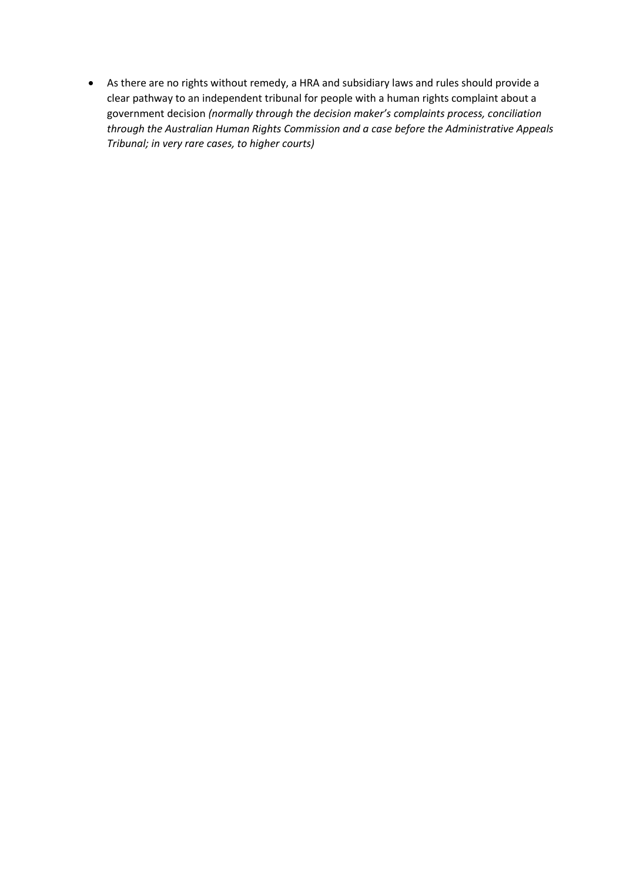- As there are no rights without remedy, a HRA and subsidiary laws and rules should provide a clear pathway to an independent tribunal for people with a human rights complaint about a government decision *(normally through the decision maker's complaints process, conciliation through the Australian Human Rights Commission and a case before the Administrative Appeals Tribunal; in very rare cases, to higher courts)*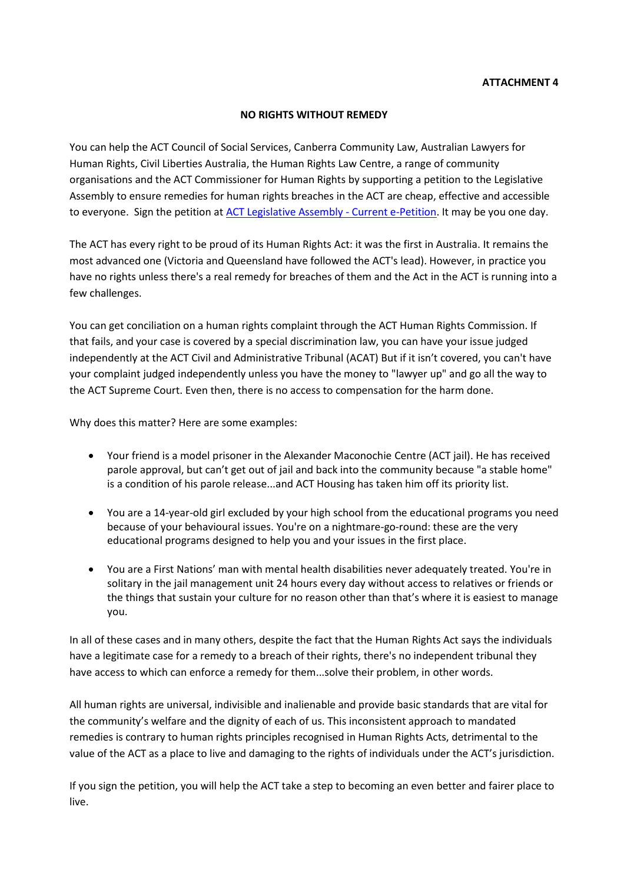**ATTACHMENT 4**

## NO RIGHTS WITHOUT REMEDY

You can help the ACT Council of Social Services, Canberra Community Law, Australian Lawyers for Human Rights, Civil Liberties Australia, the Human Rights Law Centre, a range of community organisations and the ACT Commissioner for Human Rights by supporting a petition to the Legislative Assembly to ensure remedies for human rights breaches in the ACT are cheap, effective and accessible to everyone. Sign the petition at [ACT Legislative Assembly - Current e-Petition](). It may be you one day.

The ACT has every right to be proud of its Human Rights Act: it was the first in Australia. It remains the most advanced one (Victoria and Queensland have followed the ACT's lead). However, in practice you have no rights unless there's a real remedy for breaches of them and the Act in the ACT is running into a few challenges.

You can get conciliation on a human rights complaint through the ACT Human Rights Commission. If that fails, and your case is covered by a special discrimination law, you can have your issue judged independently at the ACT Civil and Administrative Tribunal (ACAT) But if it isn't covered, you can't have your complaint judged independently unless you have the money to "lawyer up" and go all the way to the ACT Supreme Court. Even then, there is no access to compensation for the harm done.

Why does this matter? Here are some examples:

- Your friend is a model prisoner in the Alexander Maconochie Centre (ACT jail). He has received parole approval, but can't get out of jail and back into the community because "a stable home" is a condition of his parole release...and ACT Housing has taken him off its priority list.
- You are a 14-year-old girl excluded by your high school from the educational programs you need because of your behavioural issues. You're on a nightmare-go-round: these are the very educational programs designed to help you and your issues in the first place.
- You are a First Nations' man with mental health disabilities never adequately treated. You're in solitary in the jail management unit 24 hours every day without access to relatives or friends or the things that sustain your culture for no reason other than that's where it is easiest to manage you.

In all of these cases and in many others, despite the fact that the Human Rights Act says the individuals have a legitimate case for a remedy to a breach of their rights, there's no independent tribunal they have access to which can enforce a remedy for them...solve their problem, in other words.

All human rights are universal, indivisible and inalienable and provide basic standards that are vital for the community's welfare and the dignity of each of us. This inconsistent approach to mandated remedies is contrary to human rights principles recognised in Human Rights Acts, detrimental to the value of the ACT as a place to live and damaging to the rights of individuals under the ACT's jurisdiction.

If you sign the petition, you will help the ACT take a step to becoming an even better and fairer place to live.